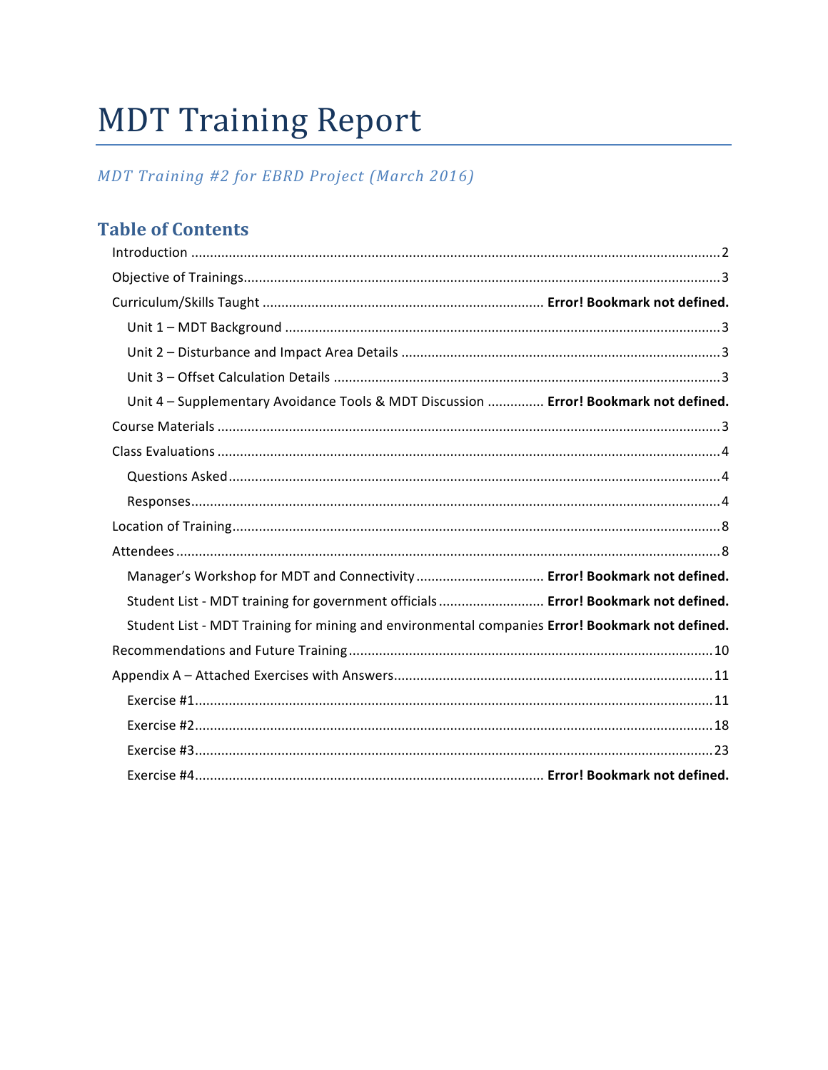# MDT Training Report

*MDT Training #2 for EBRD Project (March 2016)*

## Table of Contents

Introduction ........................................................ 2

Objective of Trainings ........................................................ 3

Curriculum/Skills Taught ........................................................ **Error! Bookmark not defined.**

- Unit 1 – MDT Background ........................................................ 3
- Unit 2 – Disturbance and Impact Area Details ........................................................ 3
- Unit 3 – Offset Calculation Details ........................................................ 3
- Unit 4 – Supplementary Avoidance Tools & MDT Discussion ........................................................ **Error! Bookmark not defined.**

Course Materials ........................................................ 3

Class Evaluations ........................................................ 4

- Questions Asked ........................................................ 4
- Responses ........................................................ 4

Location of Training ........................................................ 8

Attendees ........................................................ 8

- Manager's Workshop for MDT and Connectivity ........................................................ **Error! Bookmark not defined.**
- Student List - MDT training for government officials ........................................................ **Error! Bookmark not defined.**
- Student List - MDT Training for mining and environmental companies **Error! Bookmark not defined.**

Recommendations and Future Training ........................................................ 10

Appendix A – Attached Exercises with Answers ........................................................ 11

- Exercise #1 ........................................................ 11
- Exercise #2 ........................................................ 18
- Exercise #3 ........................................................ 23
- Exercise #4 ........................................................ **Error! Bookmark not defined.**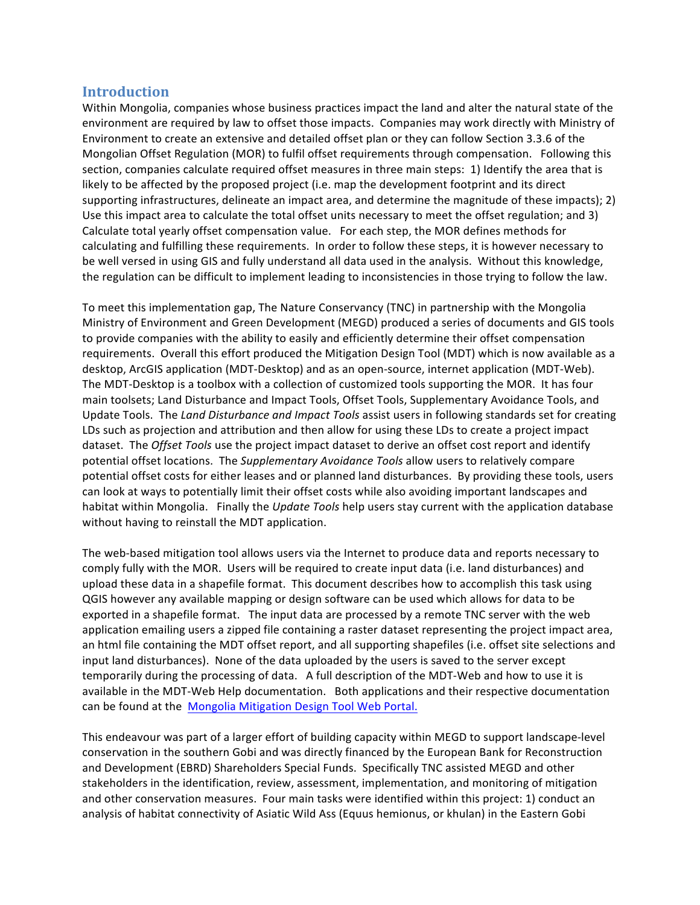## Introduction

Within Mongolia, companies whose business practices impact the land and alter the natural state of the environment are required by law to offset those impacts. Companies may work directly with Ministry of Environment to create an extensive and detailed offset plan or they can follow Section 3.3.6 of the Mongolian Offset Regulation (MOR) to fulfil offset requirements through compensation. Following this section, companies calculate required offset measures in three main steps: 1) Identify the area that is likely to be affected by the proposed project (i.e. map the development footprint and its direct supporting infrastructures, delineate an impact area, and determine the magnitude of these impacts); 2) Use this impact area to calculate the total offset units necessary to meet the offset regulation; and 3) Calculate total yearly offset compensation value. For each step, the MOR defines methods for calculating and fulfilling these requirements. In order to follow these steps, it is however necessary to be well versed in using GIS and fully understand all data used in the analysis. Without this knowledge, the regulation can be difficult to implement leading to inconsistencies in those trying to follow the law.

To meet this implementation gap, The Nature Conservancy (TNC) in partnership with the Mongolia Ministry of Environment and Green Development (MEGD) produced a series of documents and GIS tools to provide companies with the ability to easily and efficiently determine their offset compensation requirements. Overall this effort produced the Mitigation Design Tool (MDT) which is now available as a desktop, ArcGIS application (MDT-Desktop) and as an open-source, internet application (MDT-Web). The MDT-Desktop is a toolbox with a collection of customized tools supporting the MOR. It has four main toolsets; Land Disturbance and Impact Tools, Offset Tools, Supplementary Avoidance Tools, and Update Tools. The *Land Disturbance and Impact Tools* assist users in following standards set for creating LDs such as projection and attribution and then allow for using these LDs to create a project impact dataset. The *Offset Tools* use the project impact dataset to derive an offset cost report and identify potential offset locations. The *Supplementary Avoidance Tools* allow users to relatively compare potential offset costs for either leases and or planned land disturbances. By providing these tools, users can look at ways to potentially limit their offset costs while also avoiding important landscapes and habitat within Mongolia. Finally the *Update Tools* help users stay current with the application database without having to reinstall the MDT application.

The web-based mitigation tool allows users via the Internet to produce data and reports necessary to comply fully with the MOR. Users will be required to create input data (i.e. land disturbances) and upload these data in a shapefile format. This document describes how to accomplish this task using QGIS however any available mapping or design software can be used which allows for data to be exported in a shapefile format. The input data are processed by a remote TNC server with the web application emailing users a zipped file containing a raster dataset representing the project impact area, an html file containing the MDT offset report, and all supporting shapefiles (i.e. offset site selections and input land disturbances). None of the data uploaded by the users is saved to the server except temporarily during the processing of data. A full description of the MDT-Web and how to use it is available in the MDT-Web Help documentation. Both applications and their respective documentation can be found at the [Mongolia Mitigation Design Tool Web Portal.]()

This endeavour was part of a larger effort of building capacity within MEGD to support landscape-level conservation in the southern Gobi and was directly financed by the European Bank for Reconstruction and Development (EBRD) Shareholders Special Funds. Specifically TNC assisted MEGD and other stakeholders in the identification, review, assessment, implementation, and monitoring of mitigation and other conservation measures. Four main tasks were identified within this project: 1) conduct an analysis of habitat connectivity of Asiatic Wild Ass (Equus hemionus, or khulan) in the Eastern Gobi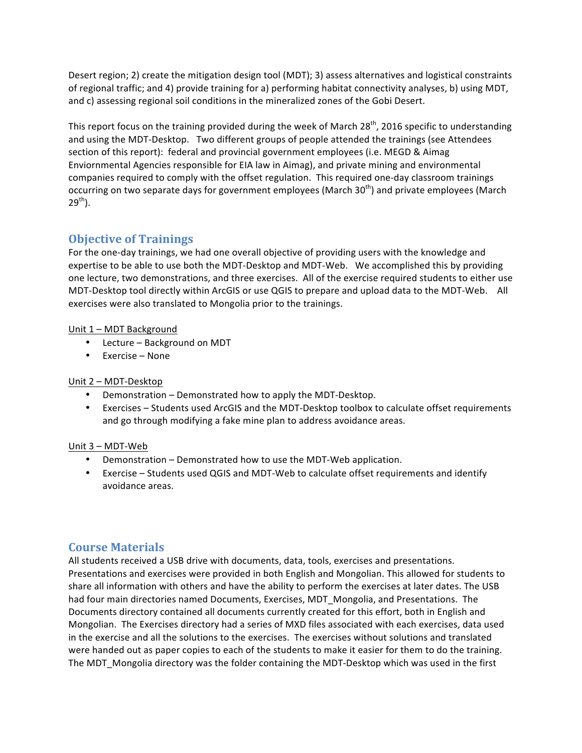Desert region; 2) create the mitigation design tool (MDT); 3) assess alternatives and logistical constraints of regional traffic; and 4) provide training for a) performing habitat connectivity analyses, b) using MDT, and c) assessing regional soil conditions in the mineralized zones of the Gobi Desert.

This report focus on the training provided during the week of March 28th, 2016 specific to understanding and using the MDT-Desktop. Two different groups of people attended the trainings (see Attendees section of this report): federal and provincial government employees (i.e. MEGD & Aimag Enviornmental Agencies responsible for EIA law in Aimag), and private mining and environmental companies required to comply with the offset regulation. This required one-day classroom trainings occurring on two separate days for government employees (March 30th) and private employees (March 29th).

## Objective of Trainings

For the one-day trainings, we had one overall objective of providing users with the knowledge and expertise to be able to use both the MDT-Desktop and MDT-Web. We accomplished this by providing one lecture, two demonstrations, and three exercises. All of the exercise required students to either use MDT-Desktop tool directly within ArcGIS or use QGIS to prepare and upload data to the MDT-Web. All exercises were also translated to Mongolia prior to the trainings.

Unit 1 – MDT Background

- Lecture – Background on MDT
- Exercise – None

Unit 2 – MDT-Desktop

- Demonstration – Demonstrated how to apply the MDT-Desktop.
- Exercises – Students used ArcGIS and the MDT-Desktop toolbox to calculate offset requirements and go through modifying a fake mine plan to address avoidance areas.

Unit 3 – MDT-Web

- Demonstration – Demonstrated how to use the MDT-Web application.
- Exercise – Students used QGIS and MDT-Web to calculate offset requirements and identify avoidance areas.

## Course Materials

All students received a USB drive with documents, data, tools, exercises and presentations. Presentations and exercises were provided in both English and Mongolian. This allowed for students to share all information with others and have the ability to perform the exercises at later dates. The USB had four main directories named Documents, Exercises, MDT_Mongolia, and Presentations. The Documents directory contained all documents currently created for this effort, both in English and Mongolian. The Exercises directory had a series of MXD files associated with each exercises, data used in the exercise and all the solutions to the exercises. The exercises without solutions and translated were handed out as paper copies to each of the students to make it easier for them to do the training. The MDT_Mongolia directory was the folder containing the MDT-Desktop which was used in the first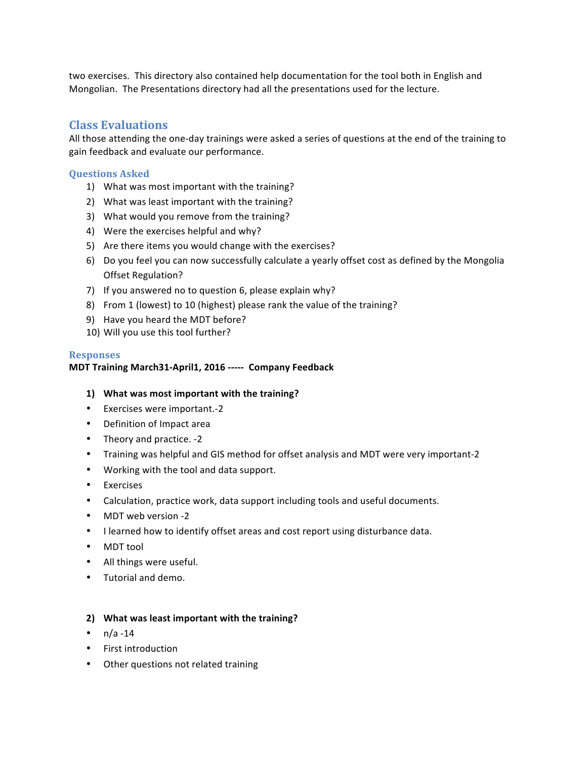two exercises. This directory also contained help documentation for the tool both in English and Mongolian. The Presentations directory had all the presentations used for the lecture.

## Class Evaluations

All those attending the one-day trainings were asked a series of questions at the end of the training to gain feedback and evaluate our performance.

### Questions Asked

1) What was most important with the training?
2) What was least important with the training?
3) What would you remove from the training?
4) Were the exercises helpful and why?
5) Are there items you would change with the exercises?
6) Do you feel you can now successfully calculate a yearly offset cost as defined by the Mongolia Offset Regulation?
7) If you answered no to question 6, please explain why?
8) From 1 (lowest) to 10 (highest) please rank the value of the training?
9) Have you heard the MDT before?
10) Will you use this tool further?

### Responses

**MDT Training March31-April1, 2016 ----- Company Feedback**

**1) What was most important with the training?**

- Exercises were important.-2
- Definition of Impact area
- Theory and practice. -2
- Training was helpful and GIS method for offset analysis and MDT were very important-2
- Working with the tool and data support.
- Exercises
- Calculation, practice work, data support including tools and useful documents.
- MDT web version -2
- I learned how to identify offset areas and cost report using disturbance data.
- MDT tool
- All things were useful.
- Tutorial and demo.

**2) What was least important with the training?**

- n/a -14
- First introduction
- Other questions not related training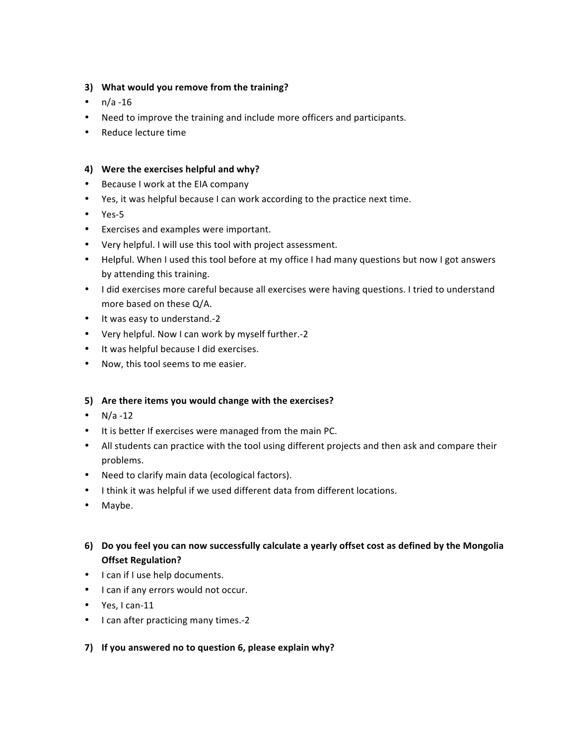**3) What would you remove from the training?**

- n/a -16
- Need to improve the training and include more officers and participants.
- Reduce lecture time

**4) Were the exercises helpful and why?**

- Because I work at the EIA company
- Yes, it was helpful because I can work according to the practice next time.
- Yes-5
- Exercises and examples were important.
- Very helpful. I will use this tool with project assessment.
- Helpful. When I used this tool before at my office I had many questions but now I got answers by attending this training.
- I did exercises more careful because all exercises were having questions. I tried to understand more based on these Q/A.
- It was easy to understand.-2
- Very helpful. Now I can work by myself further.-2
- It was helpful because I did exercises.
- Now, this tool seems to me easier.

**5) Are there items you would change with the exercises?**

- N/a -12
- It is better If exercises were managed from the main PC.
- All students can practice with the tool using different projects and then ask and compare their problems.
- Need to clarify main data (ecological factors).
- I think it was helpful if we used different data from different locations.
- Maybe.

**6) Do you feel you can now successfully calculate a yearly offset cost as defined by the Mongolia Offset Regulation?**

- I can if I use help documents.
- I can if any errors would not occur.
- Yes, I can-11
- I can after practicing many times.-2

**7) If you answered no to question 6, please explain why?**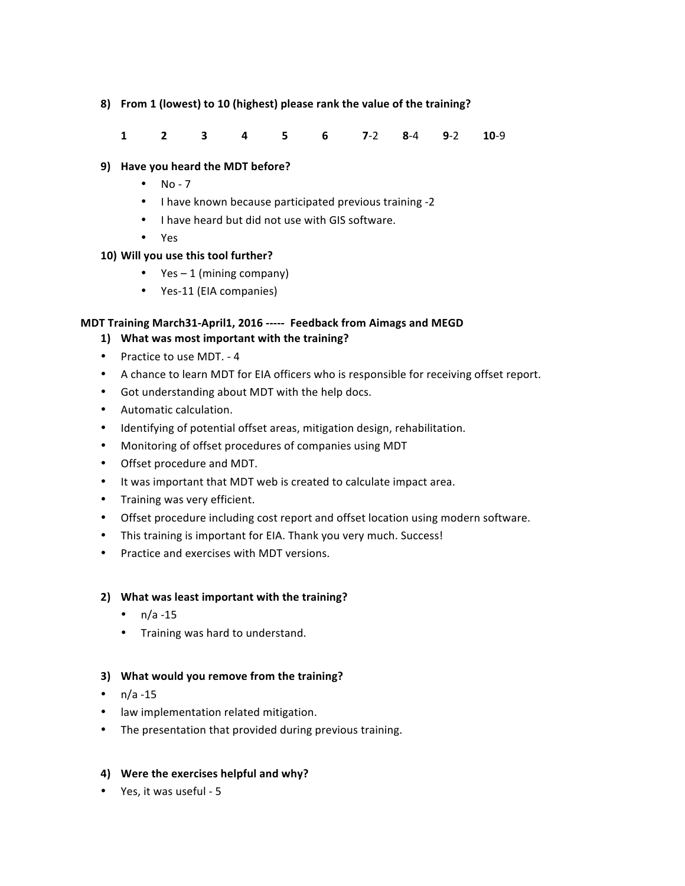8) **From 1 (lowest) to 10 (highest) please rank the value of the training?**

**1** **2** **3** **4** **5** **6** **7**-2 **8**-4 **9**-2 **10**-9

9) **Have you heard the MDT before?**
   - No - 7
   - I have known because participated previous training -2
   - I have heard but did not use with GIS software.
   - Yes

10) **Will you use this tool further?**
   - Yes – 1 (mining company)
   - Yes-11 (EIA companies)

**MDT Training March31-April1, 2016 ----- Feedback from Aimags and MEGD**

1) **What was most important with the training?**

- Practice to use MDT. - 4
- A chance to learn MDT for EIA officers who is responsible for receiving offset report.
- Got understanding about MDT with the help docs.
- Automatic calculation.
- Identifying of potential offset areas, mitigation design, rehabilitation.
- Monitoring of offset procedures of companies using MDT
- Offset procedure and MDT.
- It was important that MDT web is created to calculate impact area.
- Training was very efficient.
- Offset procedure including cost report and offset location using modern software.
- This training is important for EIA. Thank you very much. Success!
- Practice and exercises with MDT versions.

2) **What was least important with the training?**
   - n/a -15
   - Training was hard to understand.

3) **What would you remove from the training?**

- n/a -15
- law implementation related mitigation.
- The presentation that provided during previous training.

4) **Were the exercises helpful and why?**

- Yes, it was useful - 5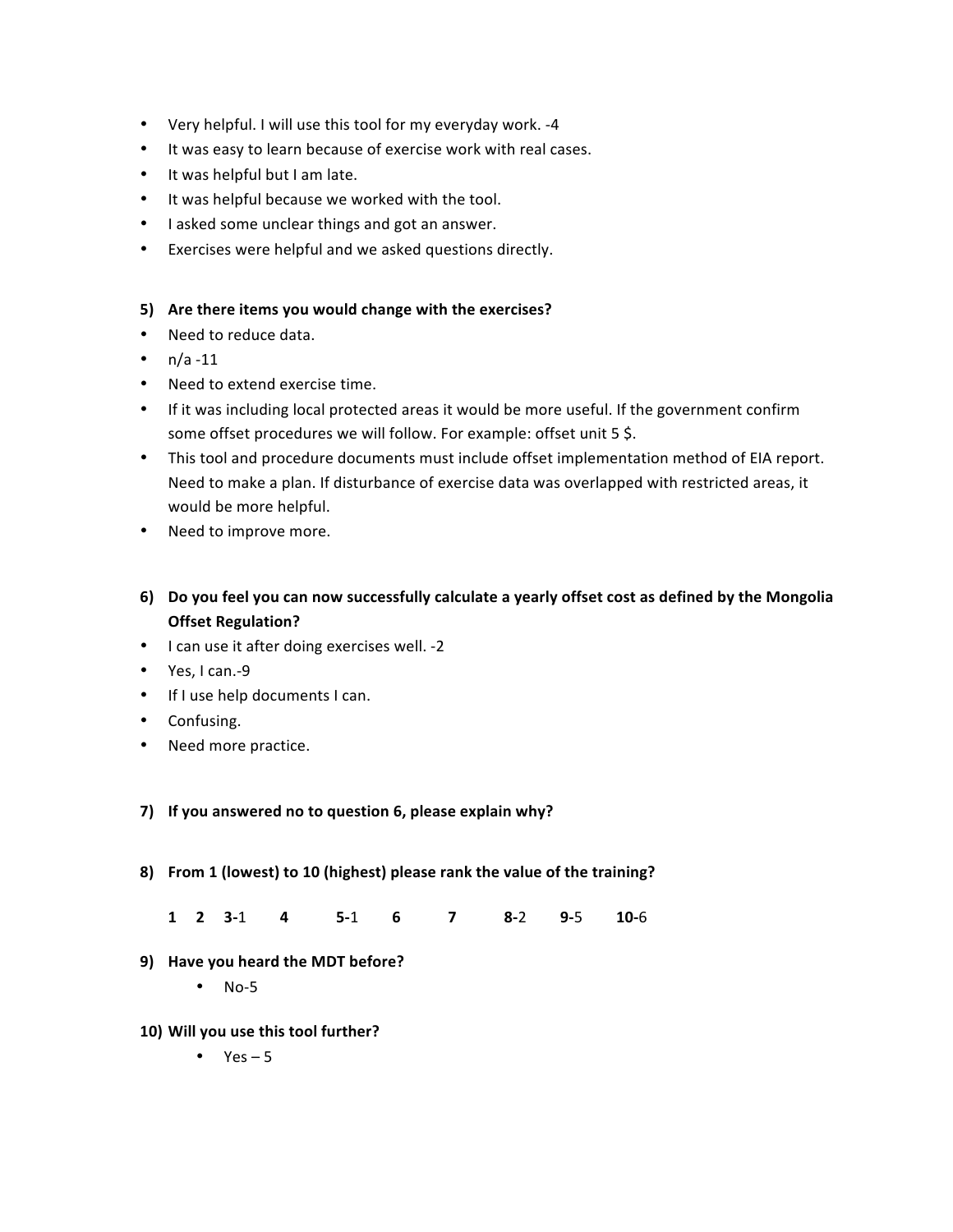- Very helpful. I will use this tool for my everyday work. -4
- It was easy to learn because of exercise work with real cases.
- It was helpful but I am late.
- It was helpful because we worked with the tool.
- I asked some unclear things and got an answer.
- Exercises were helpful and we asked questions directly.

**5) Are there items you would change with the exercises?**

- Need to reduce data.
- n/a -11
- Need to extend exercise time.
- If it was including local protected areas it would be more useful. If the government confirm some offset procedures we will follow. For example: offset unit 5 $.
- This tool and procedure documents must include offset implementation method of EIA report. Need to make a plan. If disturbance of exercise data was overlapped with restricted areas, it would be more helpful.
- Need to improve more.

**6) Do you feel you can now successfully calculate a yearly offset cost as defined by the Mongolia Offset Regulation?**

- I can use it after doing exercises well. -2
- Yes, I can.-9
- If I use help documents I can.
- Confusing.
- Need more practice.

**7) If you answered no to question 6, please explain why?**

**8) From 1 (lowest) to 10 (highest) please rank the value of the training?**

**1** **2** **3**-1 **4** **5**-1 **6** **7** **8**-2 **9**-5 **10**-6

**9) Have you heard the MDT before?**

- No-5

**10) Will you use this tool further?**

- Yes – 5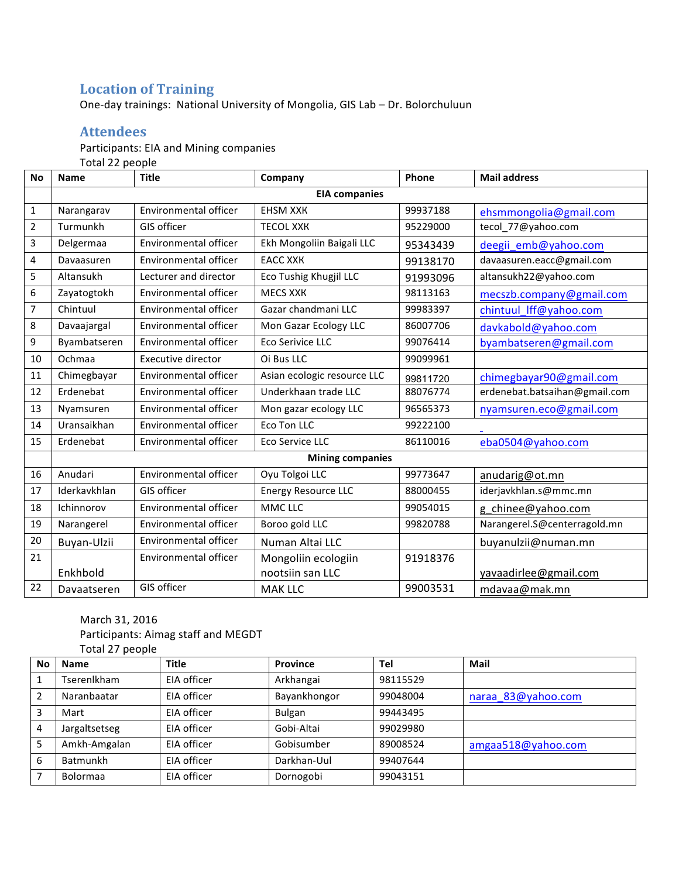## Location of Training

One-day trainings: National University of Mongolia, GIS Lab – Dr. Bolorchuluun

## Attendees

Participants: EIA and Mining companies

Total 22 people

| No | Name | Title | Company | Phone | Mail address |
|---|---|---|---|---|---|
| | **EIA companies** | | | | |
| 1 | Narangarav | Environmental officer | EHSM XXK | 99937188 | ehsmmongolia@gmail.com |
| 2 | Turmunkh | GIS officer | TECOL XXK | 95229000 | tecol_77@yahoo.com |
| 3 | Delgermaa | Environmental officer | Ekh Mongoliin Baigali LLC | 95343439 | deegii_emb@yahoo.com |
| 4 | Davaasuren | Environmental officer | EACC XXK | 99138170 | davaasuren.eacc@gmail.com |
| 5 | Altansukh | Lecturer and director | Eco Tushig Khugjil LLC | 91993096 | altansukh22@yahoo.com |
| 6 | Zayatogtokh | Environmental officer | MECS XXK | 98113163 | mecszb.company@gmail.com |
| 7 | Chintuul | Environmental officer | Gazar chandmani LLC | 99983397 | chintuul_lff@yahoo.com |
| 8 | Davaajargal | Environmental officer | Mon Gazar Ecology LLC | 86007706 | davkabold@yahoo.com |
| 9 | Byambatseren | Environmental officer | Eco Serivice LLC | 99076414 | byambatseren@gmail.com |
| 10 | Ochmaa | Executive director | Oi Bus LLC | 99099961 | |
| 11 | Chimegbayar | Environmental officer | Asian ecologic resource LLC | 99811720 | chimegbayar90@gmail.com |
| 12 | Erdenebat | Environmental officer | Underkhaan trade LLC | 88076774 | erdenebat.batsaihan@gmail.com |
| 13 | Nyamsuren | Environmental officer | Mon gazar ecology LLC | 96565373 | nyamsuren.eco@gmail.com |
| 14 | Uransaikhan | Environmental officer | Eco Ton LLC | 99222100 | |
| 15 | Erdenebat | Environmental officer | Eco Service LLC | 86110016 | eba0504@yahoo.com |
| | **Mining companies** | | | | |
| 16 | Anudari | Environmental officer | Oyu Tolgoi LLC | 99773647 | anudarig@ot.mn |
| 17 | Iderkavkhlan | GIS officer | Energy Resource LLC | 88000455 | iderjavkhlan.s@mmc.mn |
| 18 | Ichinnorov | Environmental officer | MMC LLC | 99054015 | g_chinee@yahoo.com |
| 19 | Narangerel | Environmental officer | Boroo gold LLC | 99820788 | Narangerel.S@centerragold.mn |
| 20 | Buyan-Ulzii | Environmental officer | Numan Altai LLC | | buyanulzii@numan.mn |
| 21 | Enkhbold | Environmental officer | Mongoliin ecologiin nootsiin san LLC | 91918376 | yavaadirlee@gmail.com |
| 22 | Davaatseren | GIS officer | MAK LLC | 99003531 | mdavaa@mak.mn |

March 31, 2016

Participants: Aimag staff and MEGDT

Total 27 people

| No | Name | Title | Province | Tel | Mail |
|---|---|---|---|---|---|
| 1 | Tserenlkham | EIA officer | Arkhangai | 98115529 | |
| 2 | Naranbaatar | EIA officer | Bayankhongor | 99048004 | naraa_83@yahoo.com |
| 3 | Mart | EIA officer | Bulgan | 99443495 | |
| 4 | Jargaltsetseg | EIA officer | Gobi-Altai | 99029980 | |
| 5 | Amkh-Amgalan | EIA officer | Gobisumber | 89008524 | amgaa518@yahoo.com |
| 6 | Batmunkh | EIA officer | Darkhan-Uul | 99407644 | |
| 7 | Bolormaa | EIA officer | Dornogobi | 99043151 | |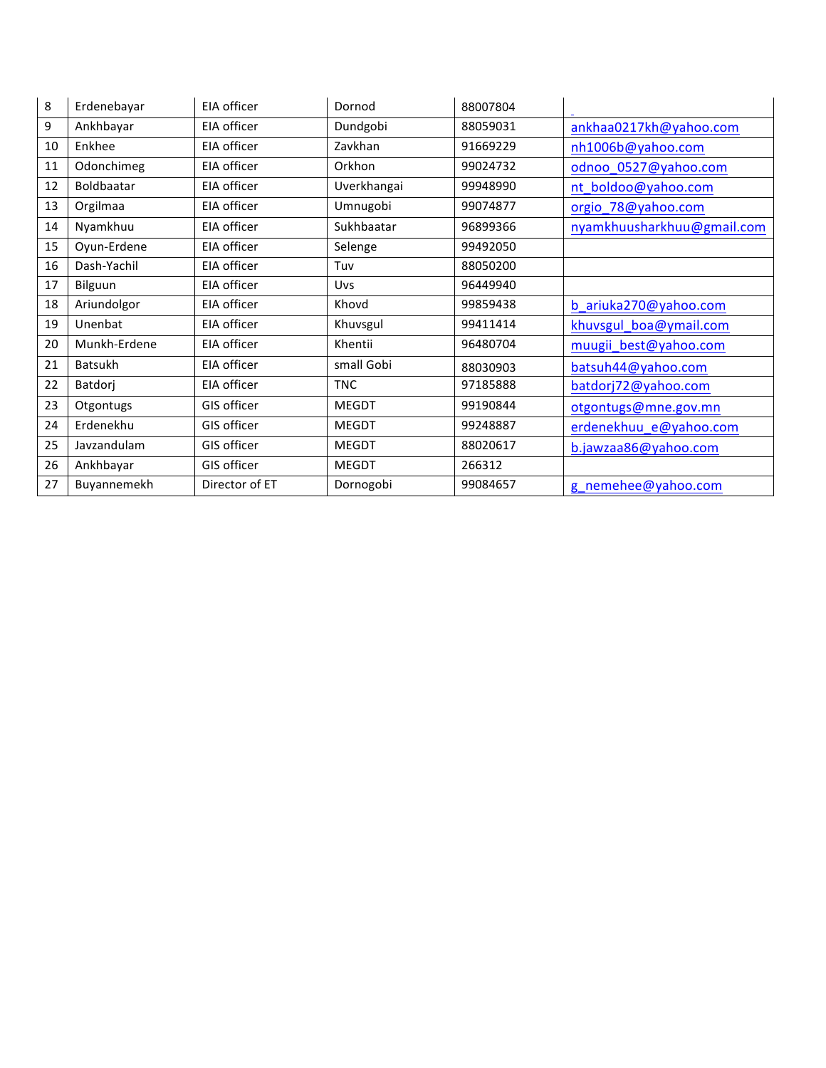| 8 | Erdenebayar | EIA officer | Dornod | 88007804 | |
|---|---|---|---|---|---|
| 9 | Ankhbayar | EIA officer | Dundgobi | 88059031 | ankhaa0217kh@yahoo.com |
| 10 | Enkhee | EIA officer | Zavkhan | 91669229 | nh1006b@yahoo.com |
| 11 | Odonchimeg | EIA officer | Orkhon | 99024732 | odnoo_0527@yahoo.com |
| 12 | Boldbaatar | EIA officer | Uverkhangai | 99948990 | nt_boldoo@yahoo.com |
| 13 | Orgilmaa | EIA officer | Umnugobi | 99074877 | orgio_78@yahoo.com |
| 14 | Nyamkhuu | EIA officer | Sukhbaatar | 96899366 | nyamkhuusharkhuu@gmail.com |
| 15 | Oyun-Erdene | EIA officer | Selenge | 99492050 | |
| 16 | Dash-Yachil | EIA officer | Tuv | 88050200 | |
| 17 | Bilguun | EIA officer | Uvs | 96449940 | |
| 18 | Ariundolgor | EIA officer | Khovd | 99859438 | b_ariuka270@yahoo.com |
| 19 | Unenbat | EIA officer | Khuvsgul | 99411414 | khuvsgul_boa@ymail.com |
| 20 | Munkh-Erdene | EIA officer | Khentii | 96480704 | muugii_best@yahoo.com |
| 21 | Batsukh | EIA officer | small Gobi | 88030903 | batsuh44@yahoo.com |
| 22 | Batdorj | EIA officer | TNC | 97185888 | batdorj72@yahoo.com |
| 23 | Otgontugs | GIS officer | MEGDT | 99190844 | otgontugs@mne.gov.mn |
| 24 | Erdenekhu | GIS officer | MEGDT | 99248887 | erdenekhuu_e@yahoo.com |
| 25 | Javzandulam | GIS officer | MEGDT | 88020617 | b.jawzaa86@yahoo.com |
| 26 | Ankhbayar | GIS officer | MEGDT | 266312 | |
| 27 | Buyannemekh | Director of ET | Dornogobi | 99084657 | g_nemehee@yahoo.com |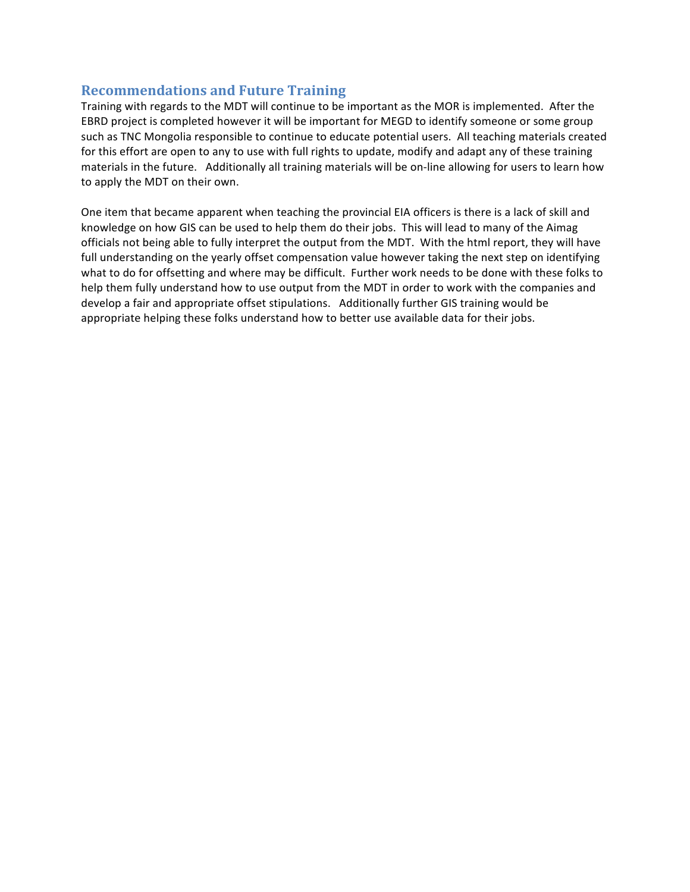## Recommendations and Future Training

Training with regards to the MDT will continue to be important as the MOR is implemented. After the EBRD project is completed however it will be important for MEGD to identify someone or some group such as TNC Mongolia responsible to continue to educate potential users. All teaching materials created for this effort are open to any to use with full rights to update, modify and adapt any of these training materials in the future. Additionally all training materials will be on-line allowing for users to learn how to apply the MDT on their own.

One item that became apparent when teaching the provincial EIA officers is there is a lack of skill and knowledge on how GIS can be used to help them do their jobs. This will lead to many of the Aimag officials not being able to fully interpret the output from the MDT. With the html report, they will have full understanding on the yearly offset compensation value however taking the next step on identifying what to do for offsetting and where may be difficult. Further work needs to be done with these folks to help them fully understand how to use output from the MDT in order to work with the companies and develop a fair and appropriate offset stipulations. Additionally further GIS training would be appropriate helping these folks understand how to better use available data for their jobs.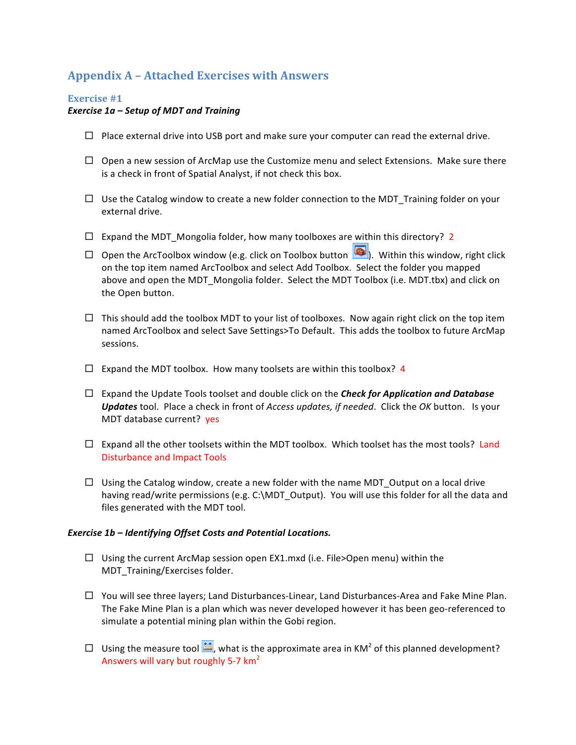# Appendix A – Attached Exercises with Answers

## Exercise #1

***Exercise 1a – Setup of MDT and Training***

- ☐ Place external drive into USB port and make sure your computer can read the external drive.
- ☐ Open a new session of ArcMap use the Customize menu and select Extensions. Make sure there is a check in front of Spatial Analyst, if not check this box.
- ☐ Use the Catalog window to create a new folder connection to the MDT_Training folder on your external drive.
- ☐ Expand the MDT_Mongolia folder, how many toolboxes are within this directory? 2
- ☐ Open the ArcToolbox window (e.g. click on Toolbox button ). Within this window, right click on the top item named ArcToolbox and select Add Toolbox. Select the folder you mapped above and open the MDT_Mongolia folder. Select the MDT Toolbox (i.e. MDT.tbx) and click on the Open button.
- ☐ This should add the toolbox MDT to your list of toolboxes. Now again right click on the top item named ArcToolbox and select Save Settings>To Default. This adds the toolbox to future ArcMap sessions.
- ☐ Expand the MDT toolbox. How many toolsets are within this toolbox? 4
- ☐ Expand the Update Tools toolset and double click on the ***Check for Application and Database Updates*** tool. Place a check in front of *Access updates, if needed*. Click the *OK* button. Is your MDT database current? yes
- ☐ Expand all the other toolsets within the MDT toolbox. Which toolset has the most tools? Land Disturbance and Impact Tools
- ☐ Using the Catalog window, create a new folder with the name MDT_Output on a local drive having read/write permissions (e.g. C:\MDT_Output). You will use this folder for all the data and files generated with the MDT tool.

***Exercise 1b – Identifying Offset Costs and Potential Locations.***

- ☐ Using the current ArcMap session open EX1.mxd (i.e. File>Open menu) within the MDT_Training/Exercises folder.
- ☐ You will see three layers; Land Disturbances-Linear, Land Disturbances-Area and Fake Mine Plan. The Fake Mine Plan is a plan which was never developed however it has been geo-referenced to simulate a potential mining plan within the Gobi region.
- ☐ Using the measure tool , what is the approximate area in $KM^2$ of this planned development? Answers will vary but roughly 5-7 $km^2$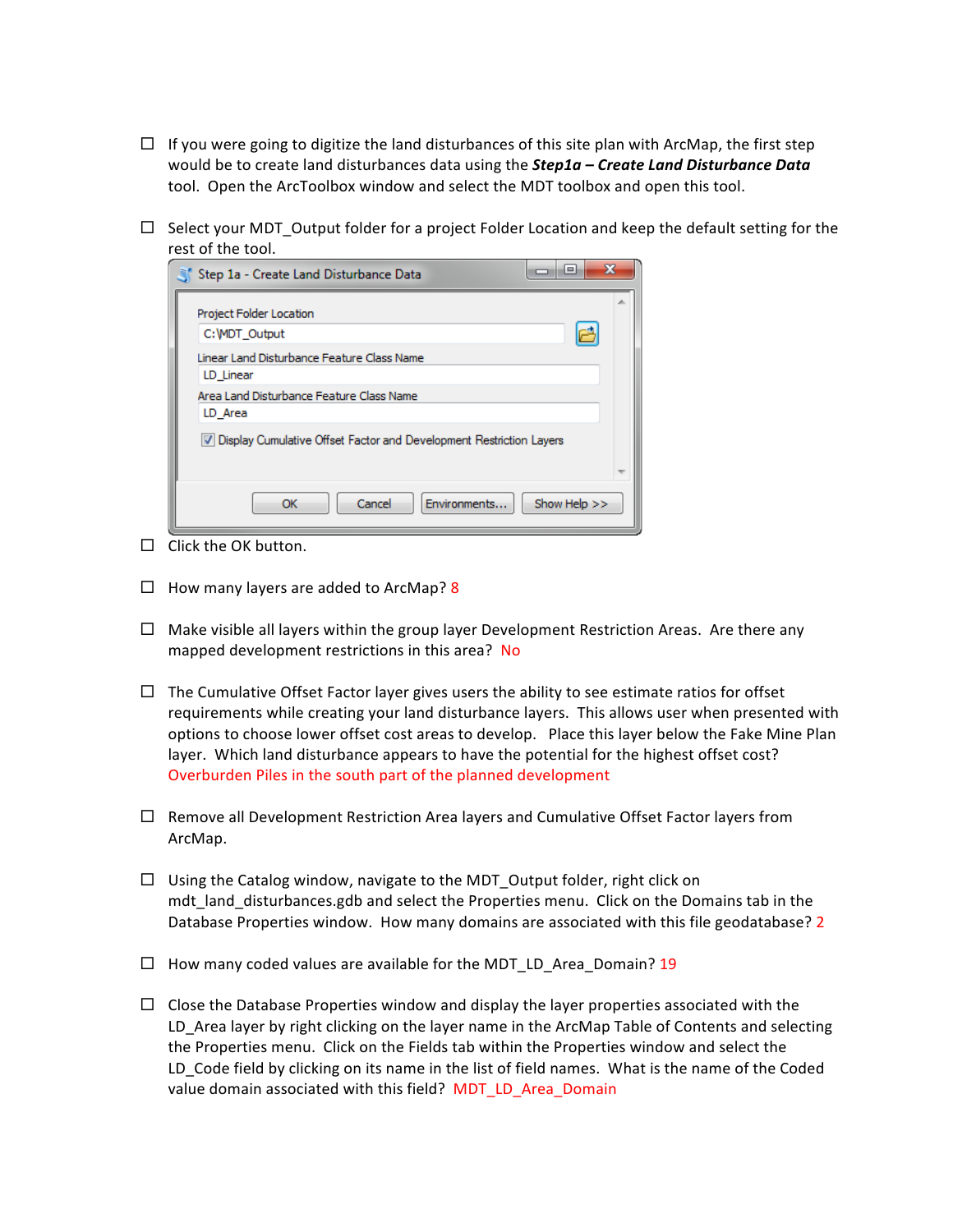- [ ] If you were going to digitize the land disturbances of this site plan with ArcMap, the first step would be to create land disturbances data using the ***Step1a – Create Land Disturbance Data*** tool. Open the ArcToolbox window and select the MDT toolbox and open this tool.

- [ ] Select your MDT_Output folder for a project Folder Location and keep the default setting for the rest of the tool.

- [ ] Click the OK button.

- [ ] How many layers are added to ArcMap? 8

- [ ] Make visible all layers within the group layer Development Restriction Areas. Are there any mapped development restrictions in this area? No

- [ ] The Cumulative Offset Factor layer gives users the ability to see estimate ratios for offset requirements while creating your land disturbance layers. This allows user when presented with options to choose lower offset cost areas to develop. Place this layer below the Fake Mine Plan layer. Which land disturbance appears to have the potential for the highest offset cost? Overburden Piles in the south part of the planned development

- [ ] Remove all Development Restriction Area layers and Cumulative Offset Factor layers from ArcMap.

- [ ] Using the Catalog window, navigate to the MDT_Output folder, right click on mdt_land_disturbances.gdb and select the Properties menu. Click on the Domains tab in the Database Properties window. How many domains are associated with this file geodatabase? 2

- [ ] How many coded values are available for the MDT_LD_Area_Domain? 19

- [ ] Close the Database Properties window and display the layer properties associated with the LD_Area layer by right clicking on the layer name in the ArcMap Table of Contents and selecting the Properties menu. Click on the Fields tab within the Properties window and select the LD_Code field by clicking on its name in the list of field names. What is the name of the Coded value domain associated with this field? MDT_LD_Area_Domain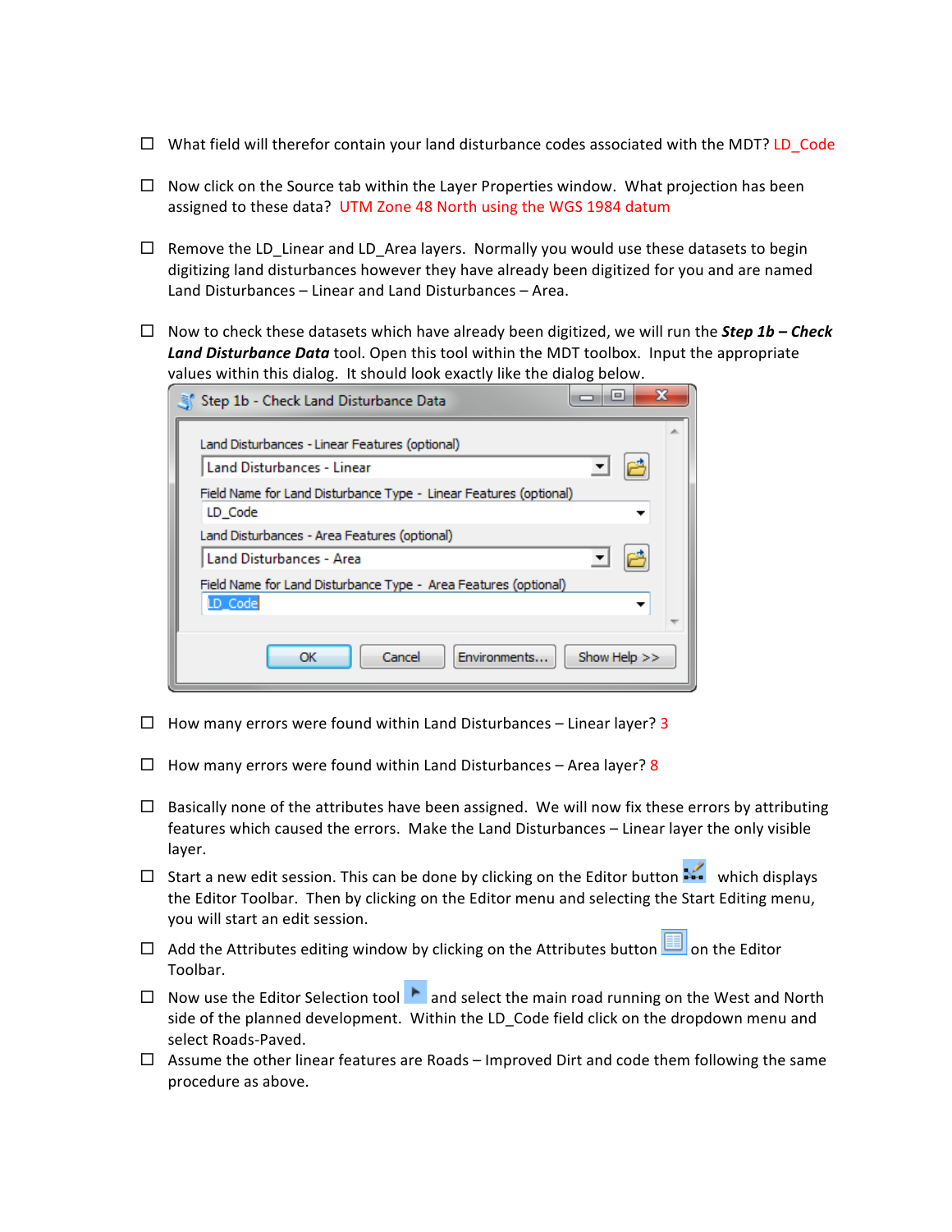- ☐ What field will therefor contain your land disturbance codes associated with the MDT? LD_Code

- ☐ Now click on the Source tab within the Layer Properties window. What projection has been assigned to these data? UTM Zone 48 North using the WGS 1984 datum

- ☐ Remove the LD_Linear and LD_Area layers. Normally you would use these datasets to begin digitizing land disturbances however they have already been digitized for you and are named Land Disturbances – Linear and Land Disturbances – Area.

- ☐ Now to check these datasets which have already been digitized, we will run the ***Step 1b – Check Land Disturbance Data*** tool. Open this tool within the MDT toolbox. Input the appropriate values within this dialog. It should look exactly like the dialog below.

  Step 1b - Check Land Disturbance Data

  Land Disturbances - Linear Features (optional)
  Land Disturbances - Linear
  Field Name for Land Disturbance Type - Linear Features (optional)
  LD_Code
  Land Disturbances - Area Features (optional)
  Land Disturbances - Area
  Field Name for Land Disturbance Type - Area Features (optional)
  LD_Code

  OK | Cancel | Environments... | Show Help >>

- ☐ How many errors were found within Land Disturbances – Linear layer? 3

- ☐ How many errors were found within Land Disturbances – Area layer? 8

- ☐ Basically none of the attributes have been assigned. We will now fix these errors by attributing features which caused the errors. Make the Land Disturbances – Linear layer the only visible layer.

- ☐ Start a new edit session. This can be done by clicking on the Editor button which displays the Editor Toolbar. Then by clicking on the Editor menu and selecting the Start Editing menu, you will start an edit session.

- ☐ Add the Attributes editing window by clicking on the Attributes button on the Editor Toolbar.

- ☐ Now use the Editor Selection tool and select the main road running on the West and North side of the planned development. Within the LD_Code field click on the dropdown menu and select Roads-Paved.

- ☐ Assume the other linear features are Roads – Improved Dirt and code them following the same procedure as above.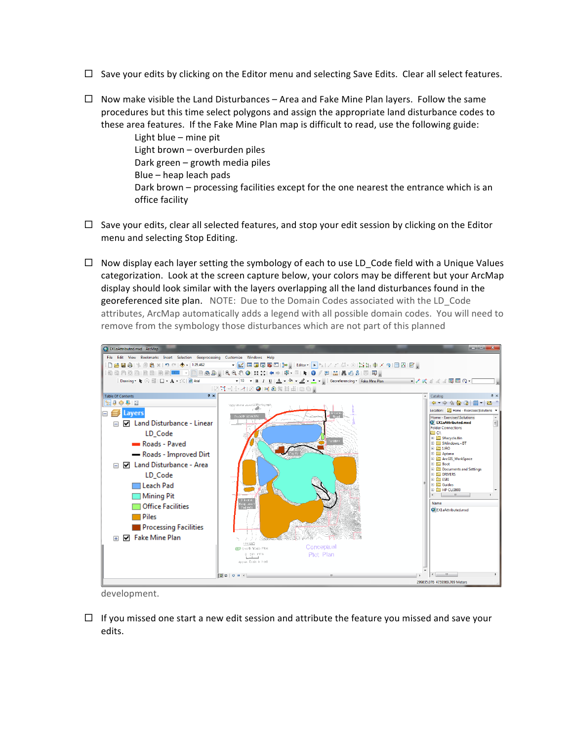- ☐ Save your edits by clicking on the Editor menu and selecting Save Edits. Clear all select features.

- ☐ Now make visible the Land Disturbances – Area and Fake Mine Plan layers. Follow the same procedures but this time select polygons and assign the appropriate land disturbance codes to these area features. If the Fake Mine Plan map is difficult to read, use the following guide:

  Light blue – mine pit
  Light brown – overburden piles
  Dark green – growth media piles
  Blue – heap leach pads
  Dark brown – processing facilities except for the one nearest the entrance which is an office facility

- ☐ Save your edits, clear all selected features, and stop your edit session by clicking on the Editor menu and selecting Stop Editing.

- ☐ Now display each layer setting the symbology of each to use LD_Code field with a Unique Values categorization. Look at the screen capture below, your colors may be different but your ArcMap display should look similar with the layers overlapping all the land disturbances found in the georeferenced site plan. NOTE: Due to the Domain Codes associated with the LD_Code attributes, ArcMap automatically adds a legend with all possible domain codes. You will need to remove from the symbology those disturbances which are not part of this planned development.

- ☐ If you missed one start a new edit session and attribute the feature you missed and save your edits.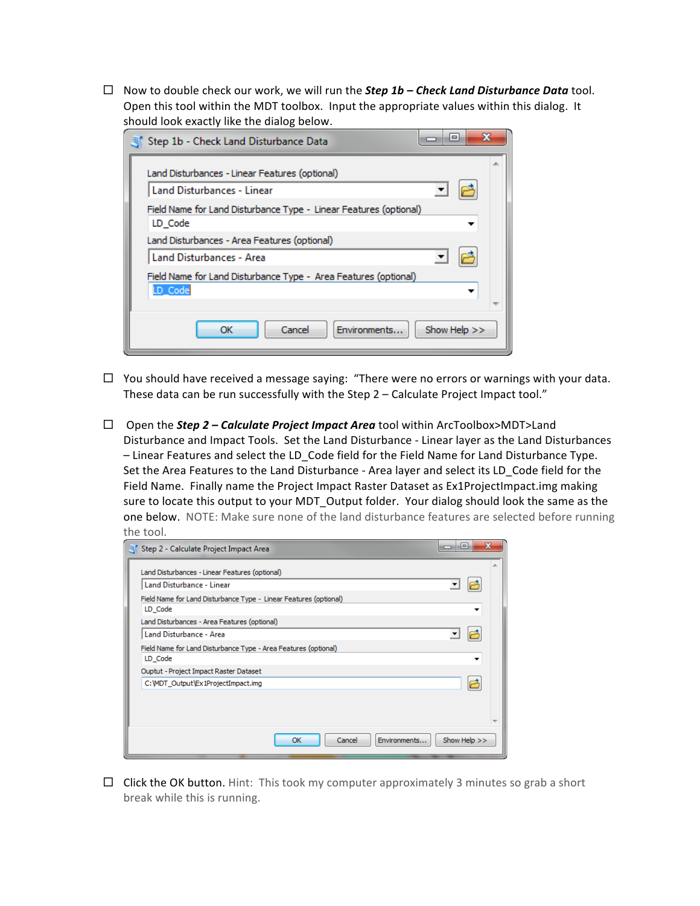- ☐ Now to double check our work, we will run the ***Step 1b – Check Land Disturbance Data*** tool. Open this tool within the MDT toolbox. Input the appropriate values within this dialog. It should look exactly like the dialog below.

- ☐ You should have received a message saying: "There were no errors or warnings with your data. These data can be run successfully with the Step 2 – Calculate Project Impact tool."

- ☐ Open the ***Step 2 – Calculate Project Impact Area*** tool within ArcToolbox>MDT>Land Disturbance and Impact Tools. Set the Land Disturbance - Linear layer as the Land Disturbances – Linear Features and select the LD_Code field for the Field Name for Land Disturbance Type. Set the Area Features to the Land Disturbance - Area layer and select its LD_Code field for the Field Name. Finally name the Project Impact Raster Dataset as Ex1ProjectImpact.img making sure to locate this output to your MDT_Output folder. Your dialog should look the same as the one below. NOTE: Make sure none of the land disturbance features are selected before running the tool.

- ☐ Click the OK button. Hint: This took my computer approximately 3 minutes so grab a short break while this is running.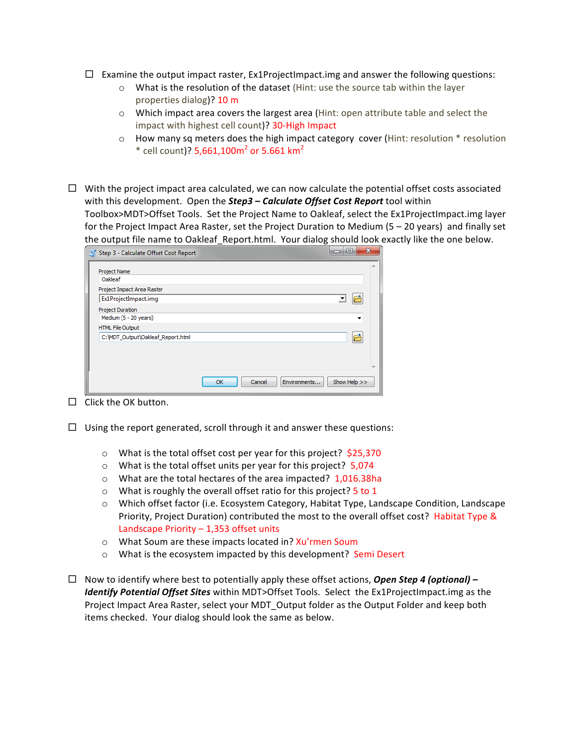- ☐ Examine the output impact raster, Ex1ProjectImpact.img and answer the following questions:
  - What is the resolution of the dataset (Hint: use the source tab within the layer properties dialog)? 10 m
  - Which impact area covers the largest area (Hint: open attribute table and select the impact with highest cell count)? 30-High Impact
  - How many sq meters does the high impact category cover (Hint: resolution * resolution * cell count)? 5,661,100m$^2$ or 5.661 km$^2$

- ☐ With the project impact area calculated, we can now calculate the potential offset costs associated with this development. Open the ***Step3 – Calculate Offset Cost Report*** tool within Toolbox>MDT>Offset Tools. Set the Project Name to Oakleaf, select the Ex1ProjectImpact.img layer for the Project Impact Area Raster, set the Project Duration to Medium (5 – 20 years) and finally set the output file name to Oakleaf_Report.html. Your dialog should look exactly like the one below.

Step 3 - Calculate Offset Cost Report

Project Name: Oakleaf
Project Impact Area Raster: Ex1ProjectImpact.img
Project Duration: Medium (5 - 20 years)
HTML File Output: C:\MDT_Output\Oakleaf_Report.html

OK | Cancel | Environments... | Show Help >>

- ☐ Click the OK button.

- ☐ Using the report generated, scroll through it and answer these questions:
  - What is the total offset cost per year for this project? $25,370
  - What is the total offset units per year for this project? 5,074
  - What are the total hectares of the area impacted? 1,016.38ha
  - What is roughly the overall offset ratio for this project? 5 to 1
  - Which offset factor (i.e. Ecosystem Category, Habitat Type, Landscape Condition, Landscape Priority, Project Duration) contributed the most to the overall offset cost? Habitat Type & Landscape Priority – 1,353 offset units
  - What Soum are these impacts located in? Xu'rmen Soum
  - What is the ecosystem impacted by this development? Semi Desert

- ☐ Now to identify where best to potentially apply these offset actions, ***Open Step 4 (optional) – Identify Potential Offset Sites*** within MDT>Offset Tools. Select the Ex1ProjectImpact.img as the Project Impact Area Raster, select your MDT_Output folder as the Output Folder and keep both items checked. Your dialog should look the same as below.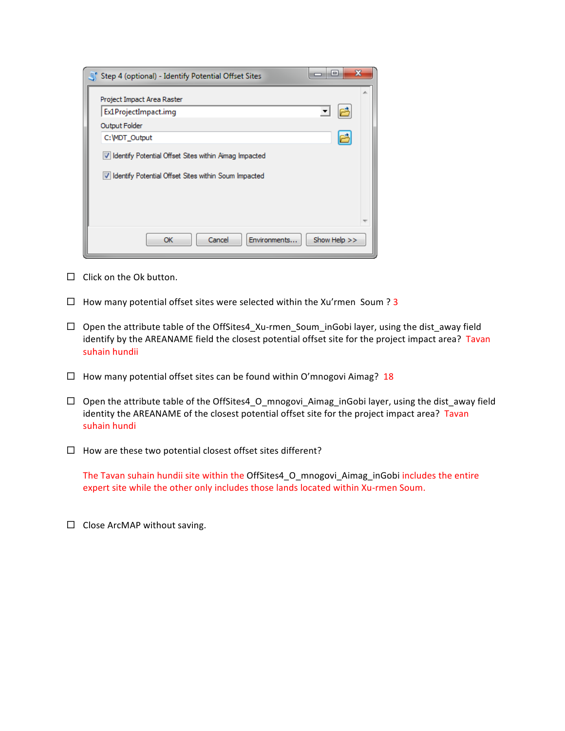Step 4 (optional) - Identify Potential Offset Sites

Project Impact Area Raster

Ex1ProjectImpact.img

Output Folder

C:\MDT_Output

☑ Identify Potential Offset Sites within Aimag Impacted

☑ Identify Potential Offset Sites within Soum Impacted

OK | Cancel | Environments... | Show Help >>

- ☐ Click on the Ok button.
- ☐ How many potential offset sites were selected within the Xu'rmen Soum ? 3
- ☐ Open the attribute table of the OffSites4_Xu-rmen_Soum_inGobi layer, using the dist_away field identify by the AREANAME field the closest potential offset site for the project impact area? Tavan suhain hundii
- ☐ How many potential offset sites can be found within O'mnogovi Aimag? 18
- ☐ Open the attribute table of the OffSites4_O_mnogovi_Aimag_inGobi layer, using the dist_away field identity the AREANAME of the closest potential offset site for the project impact area? Tavan suhain hundi
- ☐ How are these two potential closest offset sites different?

  The Tavan suhain hundii site within the OffSites4_O_mnogovi_Aimag_inGobi includes the entire expert site while the other only includes those lands located within Xu-rmen Soum.

- ☐ Close ArcMAP without saving.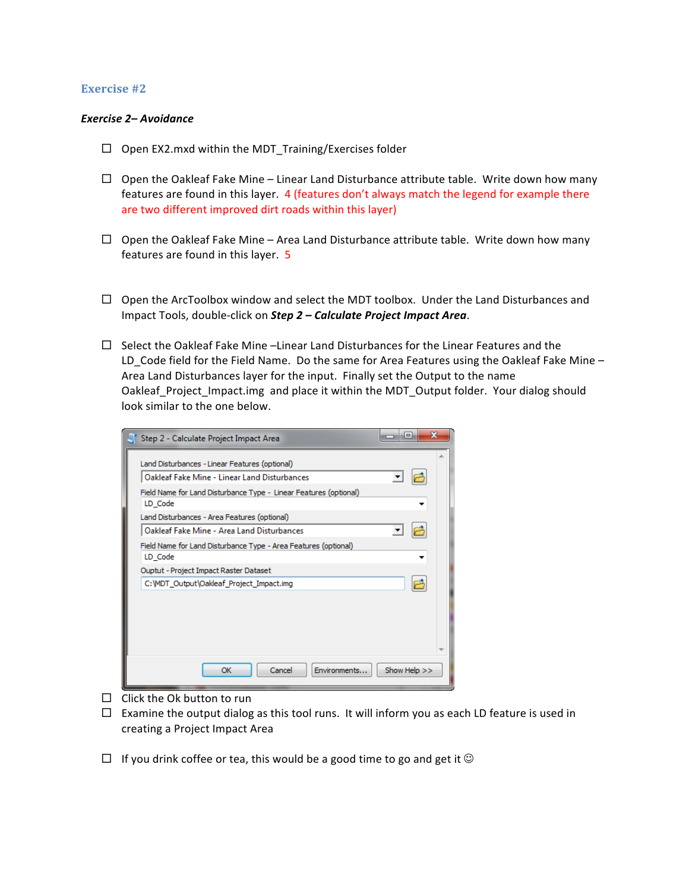## Exercise #2

***Exercise 2– Avoidance***

- ☐ Open EX2.mxd within the MDT_Training/Exercises folder

- ☐ Open the Oakleaf Fake Mine – Linear Land Disturbance attribute table. Write down how many features are found in this layer. 4 (features don't always match the legend for example there are two different improved dirt roads within this layer)

- ☐ Open the Oakleaf Fake Mine – Area Land Disturbance attribute table. Write down how many features are found in this layer. 5

- ☐ Open the ArcToolbox window and select the MDT toolbox. Under the Land Disturbances and Impact Tools, double-click on ***Step 2 – Calculate Project Impact Area***.

- ☐ Select the Oakleaf Fake Mine –Linear Land Disturbances for the Linear Features and the LD_Code field for the Field Name. Do the same for Area Features using the Oakleaf Fake Mine – Area Land Disturbances layer for the input. Finally set the Output to the name Oakleaf_Project_Impact.img and place it within the MDT_Output folder. Your dialog should look similar to the one below.

- ☐ Click the Ok button to run
- ☐ Examine the output dialog as this tool runs. It will inform you as each LD feature is used in creating a Project Impact Area

- ☐ If you drink coffee or tea, this would be a good time to go and get it ☺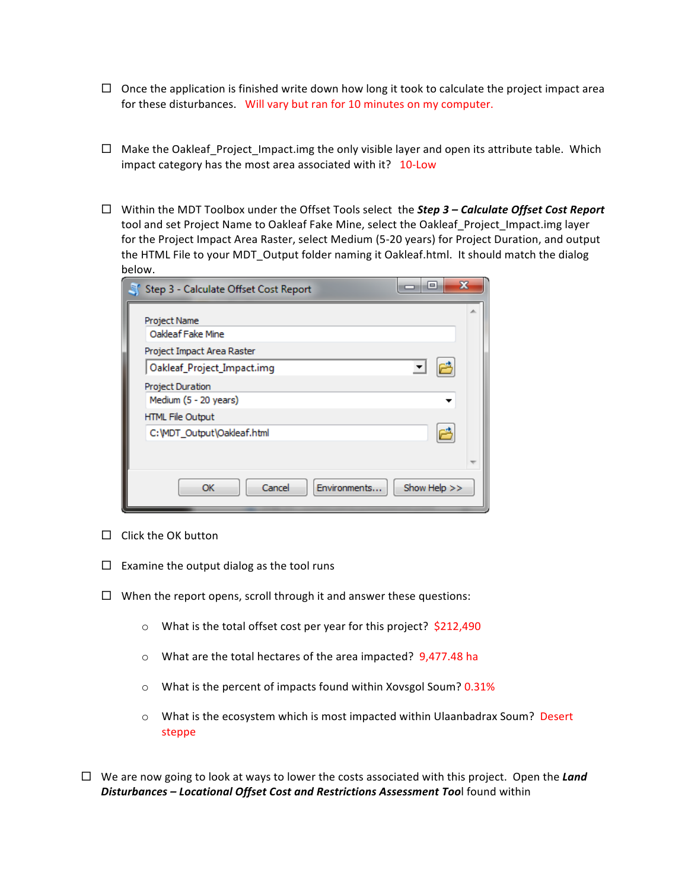- ☐ Once the application is finished write down how long it took to calculate the project impact area for these disturbances. Will vary but ran for 10 minutes on my computer.

- ☐ Make the Oakleaf_Project_Impact.img the only visible layer and open its attribute table. Which impact category has the most area associated with it? 10-Low

- ☐ Within the MDT Toolbox under the Offset Tools select the ***Step 3 – Calculate Offset Cost Report*** tool and set Project Name to Oakleaf Fake Mine, select the Oakleaf_Project_Impact.img layer for the Project Impact Area Raster, select Medium (5-20 years) for Project Duration, and output the HTML File to your MDT_Output folder naming it Oakleaf.html. It should match the dialog below.

- ☐ Click the OK button

- ☐ Examine the output dialog as the tool runs

- ☐ When the report opens, scroll through it and answer these questions:
  - What is the total offset cost per year for this project? $212,490
  - What are the total hectares of the area impacted? 9,477.48 ha
  - What is the percent of impacts found within Xovsgol Soum? 0.31%
  - What is the ecosystem which is most impacted within Ulaanbadrax Soum? Desert steppe

- ☐ We are now going to look at ways to lower the costs associated with this project. Open the ***Land Disturbances – Locational Offset Cost and Restrictions Assessment Tool*** found within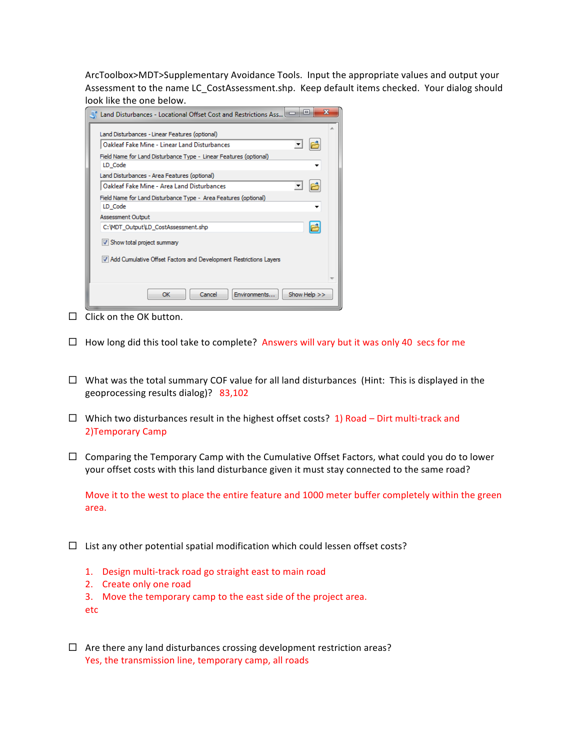ArcToolbox>MDT>Supplementary Avoidance Tools. Input the appropriate values and output your Assessment to the name LC_CostAssessment.shp. Keep default items checked. Your dialog should look like the one below.

Land Disturbances - Locational Offset Cost and Restrictions Ass...

Land Disturbances - Linear Features (optional)
Oakleaf Fake Mine - Linear Land Disturbances
Field Name for Land Disturbance Type - Linear Features (optional)
LD_Code
Land Disturbances - Area Features (optional)
Oakleaf Fake Mine - Area Land Disturbances
Field Name for Land Disturbance Type - Area Features (optional)
LD_Code
Assessment Output
C:\MDT_Output\LD_CostAssessment.shp
☑ Show total project summary
☑ Add Cumulative Offset Factors and Development Restrictions Layers

OK | Cancel | Environments... | Show Help >>

- ☐ Click on the OK button.
- ☐ How long did this tool take to complete? Answers will vary but it was only 40 secs for me
- ☐ What was the total summary COF value for all land disturbances (Hint: This is displayed in the geoprocessing results dialog)? 83,102
- ☐ Which two disturbances result in the highest offset costs? 1) Road – Dirt multi-track and 2)Temporary Camp
- ☐ Comparing the Temporary Camp with the Cumulative Offset Factors, what could you do to lower your offset costs with this land disturbance given it must stay connected to the same road?

  Move it to the west to place the entire feature and 1000 meter buffer completely within the green area.

- ☐ List any other potential spatial modification which could lessen offset costs?

  1. Design multi-track road go straight east to main road
  2. Create only one road
  3. Move the temporary camp to the east side of the project area.

  etc

- ☐ Are there any land disturbances crossing development restriction areas?
  Yes, the transmission line, temporary camp, all roads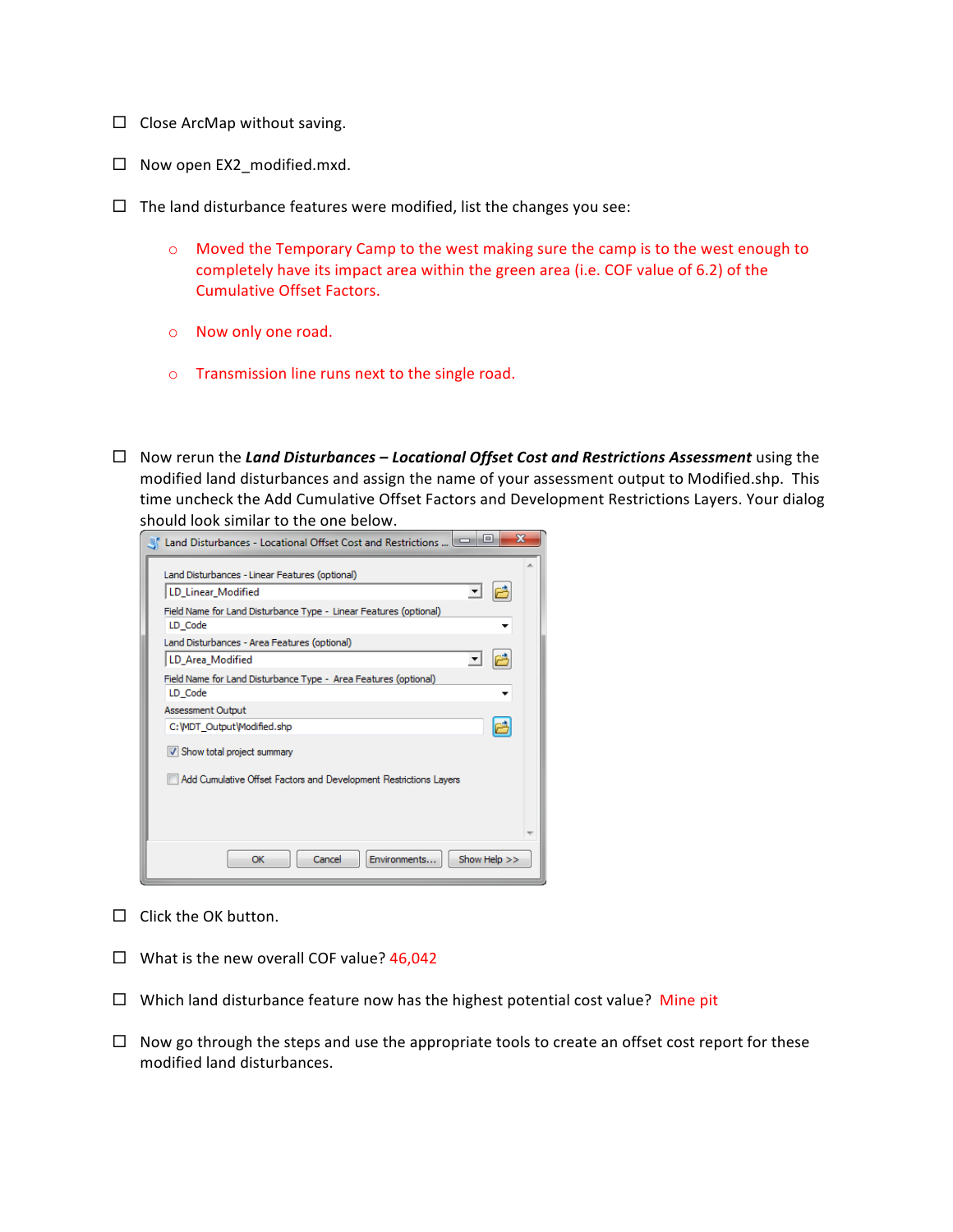- ☐ Close ArcMap without saving.

- ☐ Now open EX2_modified.mxd.

- ☐ The land disturbance features were modified, list the changes you see:

    - Moved the Temporary Camp to the west making sure the camp is to the west enough to completely have its impact area within the green area (i.e. COF value of 6.2) of the Cumulative Offset Factors.
    - Now only one road.
    - Transmission line runs next to the single road.

- ☐ Now rerun the ***Land Disturbances – Locational Offset Cost and Restrictions Assessment*** using the modified land disturbances and assign the name of your assessment output to Modified.shp. This time uncheck the Add Cumulative Offset Factors and Development Restrictions Layers. Your dialog should look similar to the one below.

- ☐ Click the OK button.

- ☐ What is the new overall COF value? 46,042

- ☐ Which land disturbance feature now has the highest potential cost value? Mine pit

- ☐ Now go through the steps and use the appropriate tools to create an offset cost report for these modified land disturbances.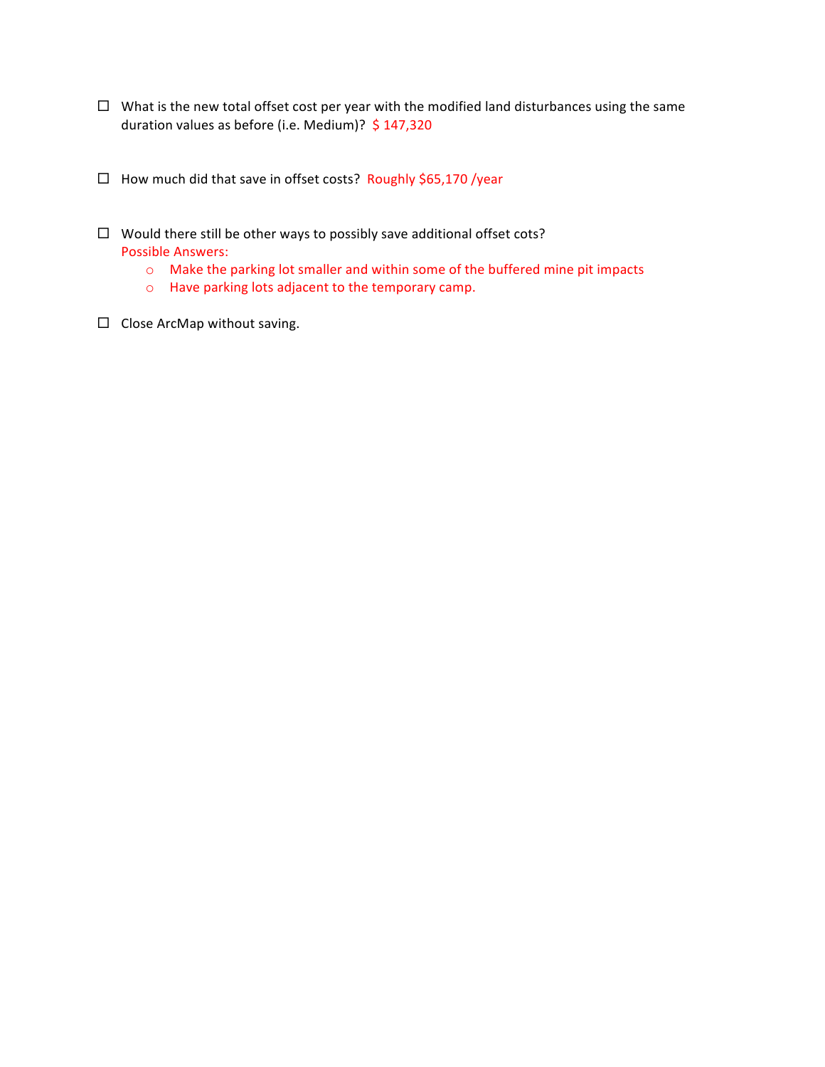- ☐ What is the new total offset cost per year with the modified land disturbances using the same duration values as before (i.e. Medium)? $ 147,320

- ☐ How much did that save in offset costs? Roughly $65,170 /year

- ☐ Would there still be other ways to possibly save additional offset cots?
  Possible Answers:
  - Make the parking lot smaller and within some of the buffered mine pit impacts
  - Have parking lots adjacent to the temporary camp.

- ☐ Close ArcMap without saving.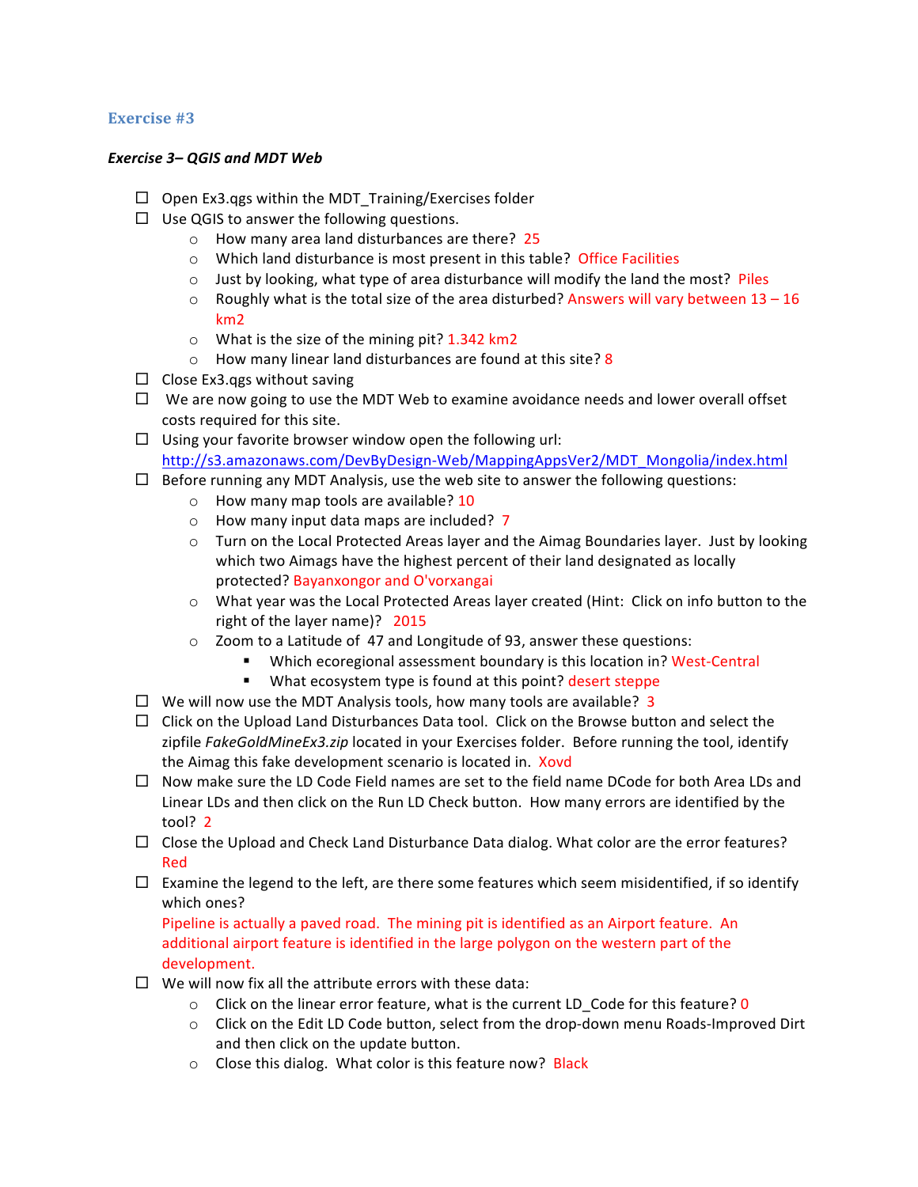## Exercise #3

***Exercise 3– QGIS and MDT Web***

- ☐ Open Ex3.qgs within the MDT_Training/Exercises folder
- ☐ Use QGIS to answer the following questions.
    - How many area land disturbances are there? 25
    - Which land disturbance is most present in this table? Office Facilities
    - Just by looking, what type of area disturbance will modify the land the most? Piles
    - Roughly what is the total size of the area disturbed? Answers will vary between 13 – 16 km2
    - What is the size of the mining pit? 1.342 km2
    - How many linear land disturbances are found at this site? 8
- ☐ Close Ex3.qgs without saving
- ☐ We are now going to use the MDT Web to examine avoidance needs and lower overall offset costs required for this site.
- ☐ Using your favorite browser window open the following url: [http://s3.amazonaws.com/DevByDesign-Web/MappingAppsVer2/MDT_Mongolia/index.html](http://s3.amazonaws.com/DevByDesign-Web/MappingAppsVer2/MDT_Mongolia/index.html)
- ☐ Before running any MDT Analysis, use the web site to answer the following questions:
    - How many map tools are available? 10
    - How many input data maps are included? 7
    - Turn on the Local Protected Areas layer and the Aimag Boundaries layer. Just by looking which two Aimags have the highest percent of their land designated as locally protected? Bayanxongor and O'vorxangai
    - What year was the Local Protected Areas layer created (Hint: Click on info button to the right of the layer name)? 2015
    - Zoom to a Latitude of 47 and Longitude of 93, answer these questions:
        - Which ecoregional assessment boundary is this location in? West-Central
        - What ecosystem type is found at this point? desert steppe
- ☐ We will now use the MDT Analysis tools, how many tools are available? 3
- ☐ Click on the Upload Land Disturbances Data tool. Click on the Browse button and select the zipfile *FakeGoldMineEx3.zip* located in your Exercises folder. Before running the tool, identify the Aimag this fake development scenario is located in. Xovd
- ☐ Now make sure the LD Code Field names are set to the field name DCode for both Area LDs and Linear LDs and then click on the Run LD Check button. How many errors are identified by the tool? 2
- ☐ Close the Upload and Check Land Disturbance Data dialog. What color are the error features? Red
- ☐ Examine the legend to the left, are there some features which seem misidentified, if so identify which ones?
  Pipeline is actually a paved road. The mining pit is identified as an Airport feature. An additional airport feature is identified in the large polygon on the western part of the development.
- ☐ We will now fix all the attribute errors with these data:
    - Click on the linear error feature, what is the current LD_Code for this feature? 0
    - Click on the Edit LD Code button, select from the drop-down menu Roads-Improved Dirt and then click on the update button.
    - Close this dialog. What color is this feature now? Black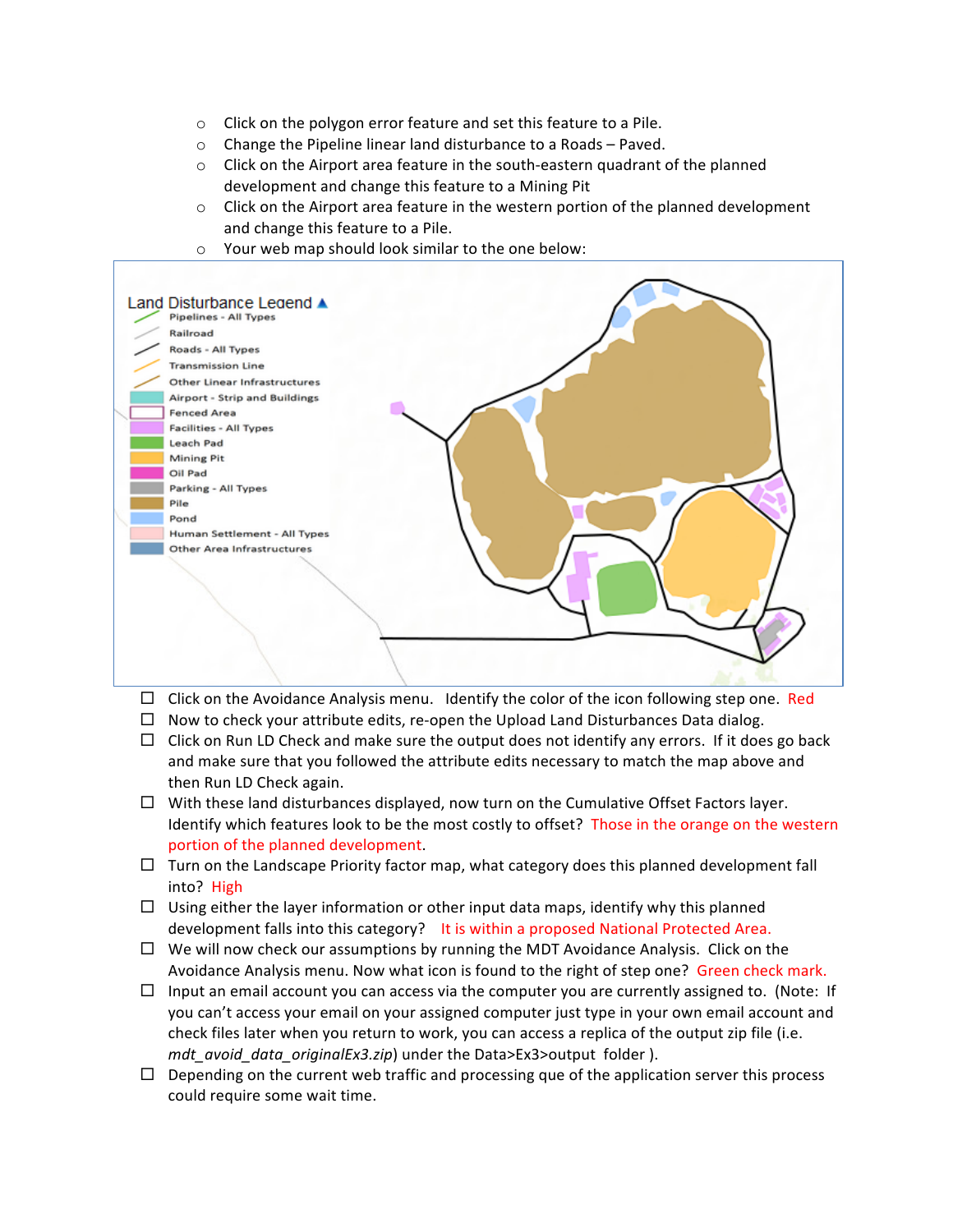- Click on the polygon error feature and set this feature to a Pile.
- Change the Pipeline linear land disturbance to a Roads – Paved.
- Click on the Airport area feature in the south-eastern quadrant of the planned development and change this feature to a Mining Pit
- Click on the Airport area feature in the western portion of the planned development and change this feature to a Pile.
- Your web map should look similar to the one below:

- ☐ Click on the Avoidance Analysis menu. Identify the color of the icon following step one. Red
- ☐ Now to check your attribute edits, re-open the Upload Land Disturbances Data dialog.
- ☐ Click on Run LD Check and make sure the output does not identify any errors. If it does go back and make sure that you followed the attribute edits necessary to match the map above and then Run LD Check again.
- ☐ With these land disturbances displayed, now turn on the Cumulative Offset Factors layer. Identify which features look to be the most costly to offset? Those in the orange on the western portion of the planned development.
- ☐ Turn on the Landscape Priority factor map, what category does this planned development fall into? High
- ☐ Using either the layer information or other input data maps, identify why this planned development falls into this category? It is within a proposed National Protected Area.
- ☐ We will now check our assumptions by running the MDT Avoidance Analysis. Click on the Avoidance Analysis menu. Now what icon is found to the right of step one? Green check mark.
- ☐ Input an email account you can access via the computer you are currently assigned to. (Note: If you can't access your email on your assigned computer just type in your own email account and check files later when you return to work, you can access a replica of the output zip file (i.e. *mdt_avoid_data_originalEx3.zip*) under the Data>Ex3>output folder ).
- ☐ Depending on the current web traffic and processing que of the application server this process could require some wait time.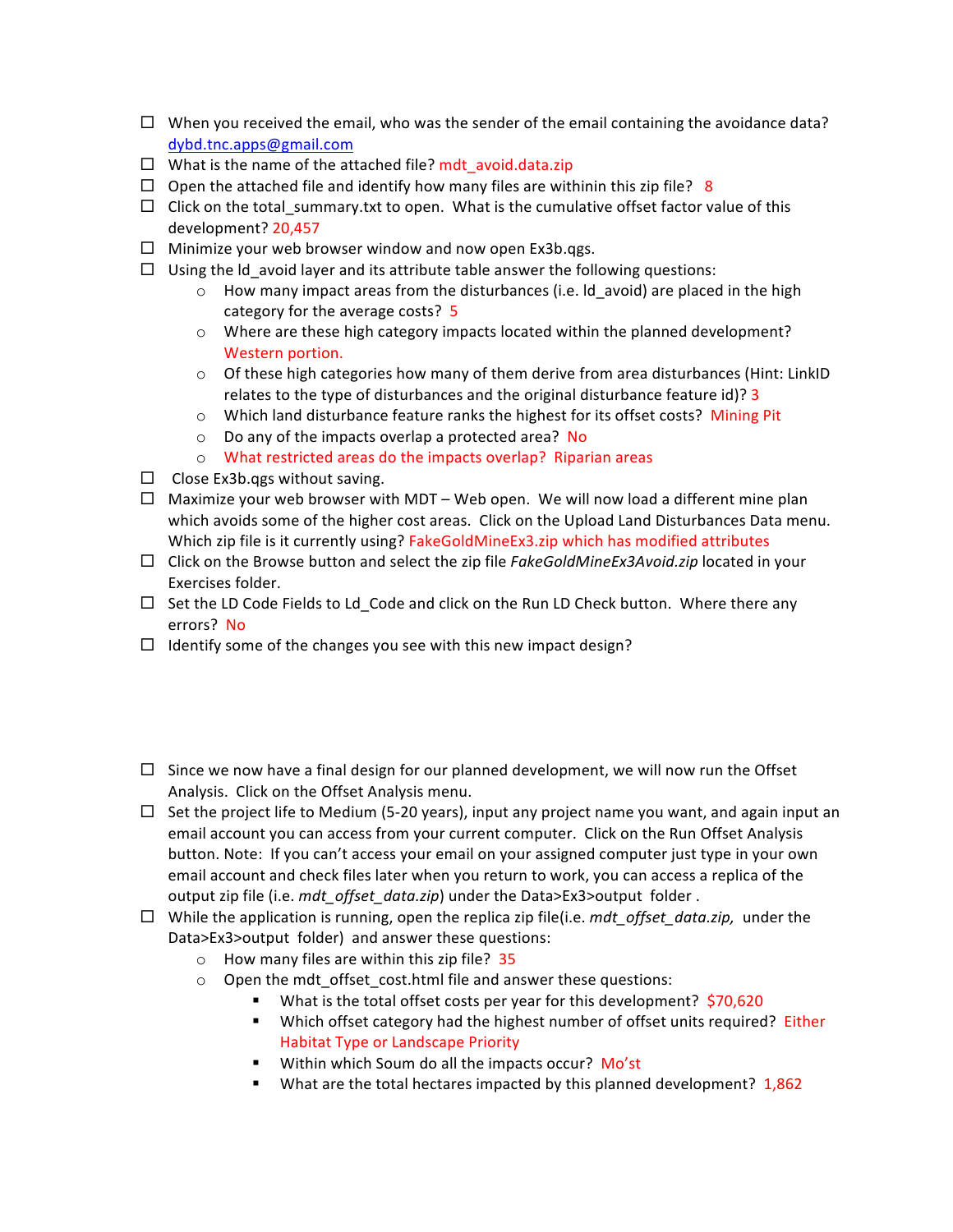- ☐ When you received the email, who was the sender of the email containing the avoidance data? dybd.tnc.apps@gmail.com
- ☐ What is the name of the attached file? mdt_avoid.data.zip
- ☐ Open the attached file and identify how many files are withinin this zip file? 8
- ☐ Click on the total_summary.txt to open. What is the cumulative offset factor value of this development? 20,457
- ☐ Minimize your web browser window and now open Ex3b.qgs.
- ☐ Using the ld_avoid layer and its attribute table answer the following questions:
  - How many impact areas from the disturbances (i.e. ld_avoid) are placed in the high category for the average costs? 5
  - Where are these high category impacts located within the planned development? Western portion.
  - Of these high categories how many of them derive from area disturbances (Hint: LinkID relates to the type of disturbances and the original disturbance feature id)? 3
  - Which land disturbance feature ranks the highest for its offset costs? Mining Pit
  - Do any of the impacts overlap a protected area? No
  - What restricted areas do the impacts overlap? Riparian areas
- ☐ Close Ex3b.qgs without saving.
- ☐ Maximize your web browser with MDT – Web open. We will now load a different mine plan which avoids some of the higher cost areas. Click on the Upload Land Disturbances Data menu. Which zip file is it currently using? FakeGoldMineEx3.zip which has modified attributes
- ☐ Click on the Browse button and select the zip file *FakeGoldMineEx3Avoid.zip* located in your Exercises folder.
- ☐ Set the LD Code Fields to Ld_Code and click on the Run LD Check button. Where there any errors? No
- ☐ Identify some of the changes you see with this new impact design?

- ☐ Since we now have a final design for our planned development, we will now run the Offset Analysis. Click on the Offset Analysis menu.
- ☐ Set the project life to Medium (5-20 years), input any project name you want, and again input an email account you can access from your current computer. Click on the Run Offset Analysis button. Note: If you can't access your email on your assigned computer just type in your own email account and check files later when you return to work, you can access a replica of the output zip file (i.e. *mdt_offset_data.zip*) under the Data>Ex3>output folder .
- ☐ While the application is running, open the replica zip file(i.e. *mdt_offset_data.zip,* under the Data>Ex3>output folder) and answer these questions:
  - How many files are within this zip file? 35
  - Open the mdt_offset_cost.html file and answer these questions:
    - What is the total offset costs per year for this development? $70,620
    - Which offset category had the highest number of offset units required? Either Habitat Type or Landscape Priority
    - Within which Soum do all the impacts occur? Mo'st
    - What are the total hectares impacted by this planned development? 1,862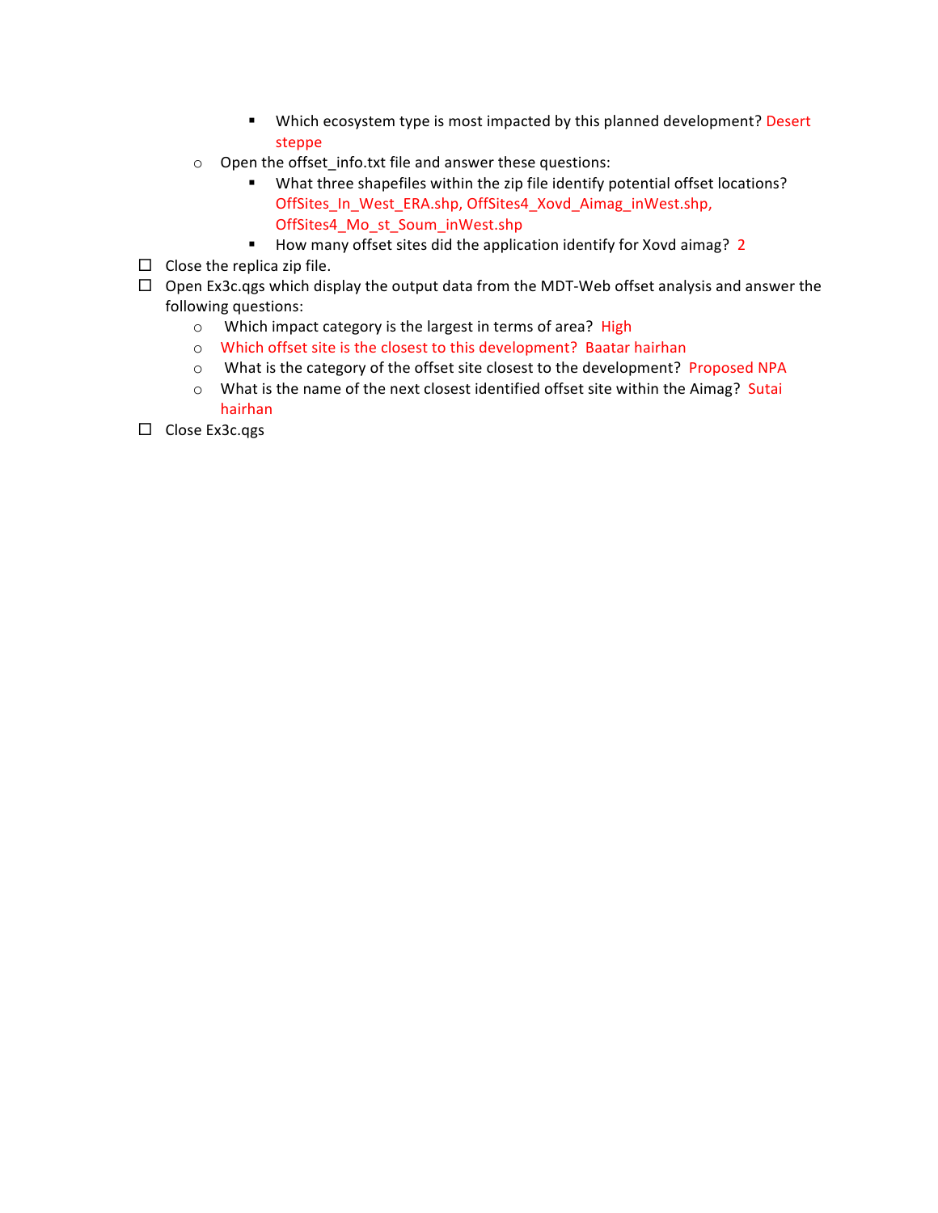- Which ecosystem type is most impacted by this planned development? Desert steppe
  - Open the offset_info.txt file and answer these questions:
    - What three shapefiles within the zip file identify potential offset locations? OffSites_In_West_ERA.shp, OffSites4_Xovd_Aimag_inWest.shp, OffSites4_Mo_st_Soum_inWest.shp
    - How many offset sites did the application identify for Xovd aimag? 2

- ☐ Close the replica zip file.
- ☐ Open Ex3c.qgs which display the output data from the MDT-Web offset analysis and answer the following questions:
  - Which impact category is the largest in terms of area? High
  - Which offset site is the closest to this development? Baatar hairhan
  - What is the category of the offset site closest to the development? Proposed NPA
  - What is the name of the next closest identified offset site within the Aimag? Sutai hairhan
- ☐ Close Ex3c.qgs